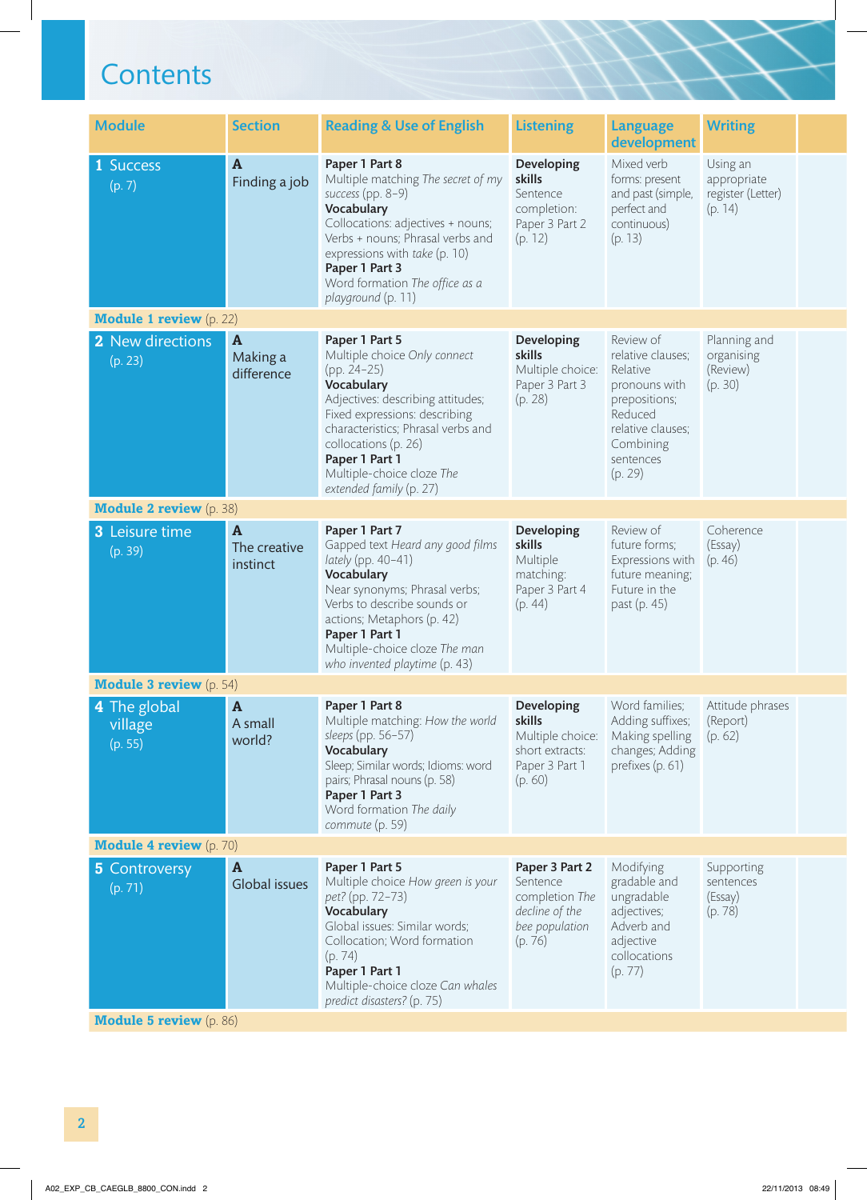# Contents

| Module | Section | Reading & Use of English | Listening | Language development | Writing | |
|---|---|---|---|---|---|---|
| **1** Success (p. 7) | **A** Finding a job | **Paper 1 Part 8** Multiple matching *The secret of my success* (pp. 8–9) **Vocabulary** Collocations: adjectives + nouns; Verbs + nouns; Phrasal verbs and expressions with *take* (p. 10) **Paper 1 Part 3** Word formation *The office as a playground* (p. 11) | **Developing skills** Sentence completion: Paper 3 Part 2 (p. 12) | Mixed verb forms: present and past (simple, perfect and continuous) (p. 13) | Using an appropriate register (Letter) (p. 14) | |
| **Module 1 review** (p. 22) | | | | | | |
| **2** New directions (p. 23) | **A** Making a difference | **Paper 1 Part 5** Multiple choice *Only connect* (pp. 24–25) **Vocabulary** Adjectives: describing attitudes; Fixed expressions: describing characteristics; Phrasal verbs and collocations (p. 26) **Paper 1 Part 1** Multiple-choice cloze *The extended family* (p. 27) | **Developing skills** Multiple choice: Paper 3 Part 3 (p. 28) | Review of relative clauses; Relative pronouns with prepositions; Reduced relative clauses; Combining sentences (p. 29) | Planning and organising (Review) (p. 30) | |
| **Module 2 review** (p. 38) | | | | | | |
| **3** Leisure time (p. 39) | **A** The creative instinct | **Paper 1 Part 7** Gapped text *Heard any good films lately* (pp. 40–41) **Vocabulary** Near synonyms; Phrasal verbs; Verbs to describe sounds or actions; Metaphors (p. 42) **Paper 1 Part 1** Multiple-choice cloze *The man who invented playtime* (p. 43) | **Developing skills** Multiple matching: Paper 3 Part 4 (p. 44) | Review of future forms; Expressions with future meaning; Future in the past (p. 45) | Coherence (Essay) (p. 46) | |
| **Module 3 review** (p. 54) | | | | | | |
| **4** The global village (p. 55) | **A** A small world? | **Paper 1 Part 8** Multiple matching: *How the world sleeps* (pp. 56–57) **Vocabulary** Sleep; Similar words; Idioms: word pairs; Phrasal nouns (p. 58) **Paper 1 Part 3** Word formation *The daily commute* (p. 59) | **Developing skills** Multiple choice: short extracts: Paper 3 Part 1 (p. 60) | Word families; Adding suffixes; Making spelling changes; Adding prefixes (p. 61) | Attitude phrases (Report) (p. 62) | |
| **Module 4 review** (p. 70) | | | | | | |
| **5** Controversy (p. 71) | **A** Global issues | **Paper 1 Part 5** Multiple choice *How green is your pet?* (pp. 72–73) **Vocabulary** Global issues: Similar words; Collocation; Word formation (p. 74) **Paper 1 Part 1** Multiple-choice cloze *Can whales predict disasters?* (p. 75) | **Paper 3 Part 2** Sentence completion *The decline of the bee population* (p. 76) | Modifying gradable and ungradable adjectives; Adverb and adjective collocations (p. 77) | Supporting sentences (Essay) (p. 78) | |
| **Module 5 review** (p. 86) | | | | | | |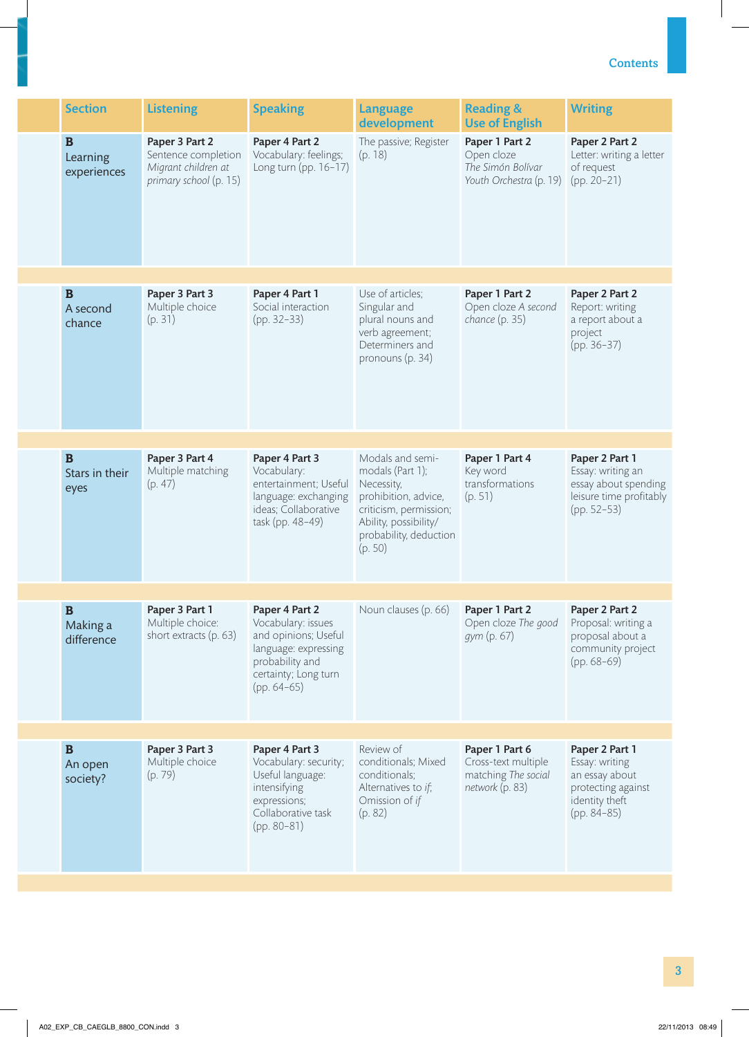| Section | Listening | Speaking | Language development | Reading & Use of English | Writing |
|---|---|---|---|---|---|
| **B** Learning experiences | **Paper 3 Part 2** Sentence completion *Migrant children at primary school* (p. 15) | **Paper 4 Part 2** Vocabulary: feelings; Long turn (pp. 16–17) | The passive; Register (p. 18) | **Paper 1 Part 2** Open cloze *The Simón Bolívar Youth Orchestra* (p. 19) | **Paper 2 Part 2** Letter: writing a letter of request (pp. 20–21) |
| **B** A second chance | **Paper 3 Part 3** Multiple choice (p. 31) | **Paper 4 Part 1** Social interaction (pp. 32–33) | Use of articles; Singular and plural nouns and verb agreement; Determiners and pronouns (p. 34) | **Paper 1 Part 2** Open cloze *A second chance* (p. 35) | **Paper 2 Part 2** Report: writing a report about a project (pp. 36–37) |
| **B** Stars in their eyes | **Paper 3 Part 4** Multiple matching (p. 47) | **Paper 4 Part 3** Vocabulary: entertainment; Useful language: exchanging ideas; Collaborative task (pp. 48–49) | Modals and semi-modals (Part 1); Necessity, prohibition, advice, criticism, permission; Ability, possibility/probability, deduction (p. 50) | **Paper 1 Part 4** Key word transformations (p. 51) | **Paper 2 Part 1** Essay: writing an essay about spending leisure time profitably (pp. 52–53) |
| **B** Making a difference | **Paper 3 Part 1** Multiple choice: short extracts (p. 63) | **Paper 4 Part 2** Vocabulary: issues and opinions; Useful language: expressing probability and certainty; Long turn (pp. 64–65) | Noun clauses (p. 66) | **Paper 1 Part 2** Open cloze *The good gym* (p. 67) | **Paper 2 Part 2** Proposal: writing a proposal about a community project (pp. 68–69) |
| **B** An open society? | **Paper 3 Part 3** Multiple choice (p. 79) | **Paper 4 Part 3** Vocabulary: security; Useful language: intensifying expressions; Collaborative task (pp. 80–81) | Review of conditionals; Mixed conditionals; Alternatives to *if*; Omission of *if* (p. 82) | **Paper 1 Part 6** Cross-text multiple matching *The social network* (p. 83) | **Paper 2 Part 1** Essay: writing an essay about protecting against identity theft (pp. 84–85) |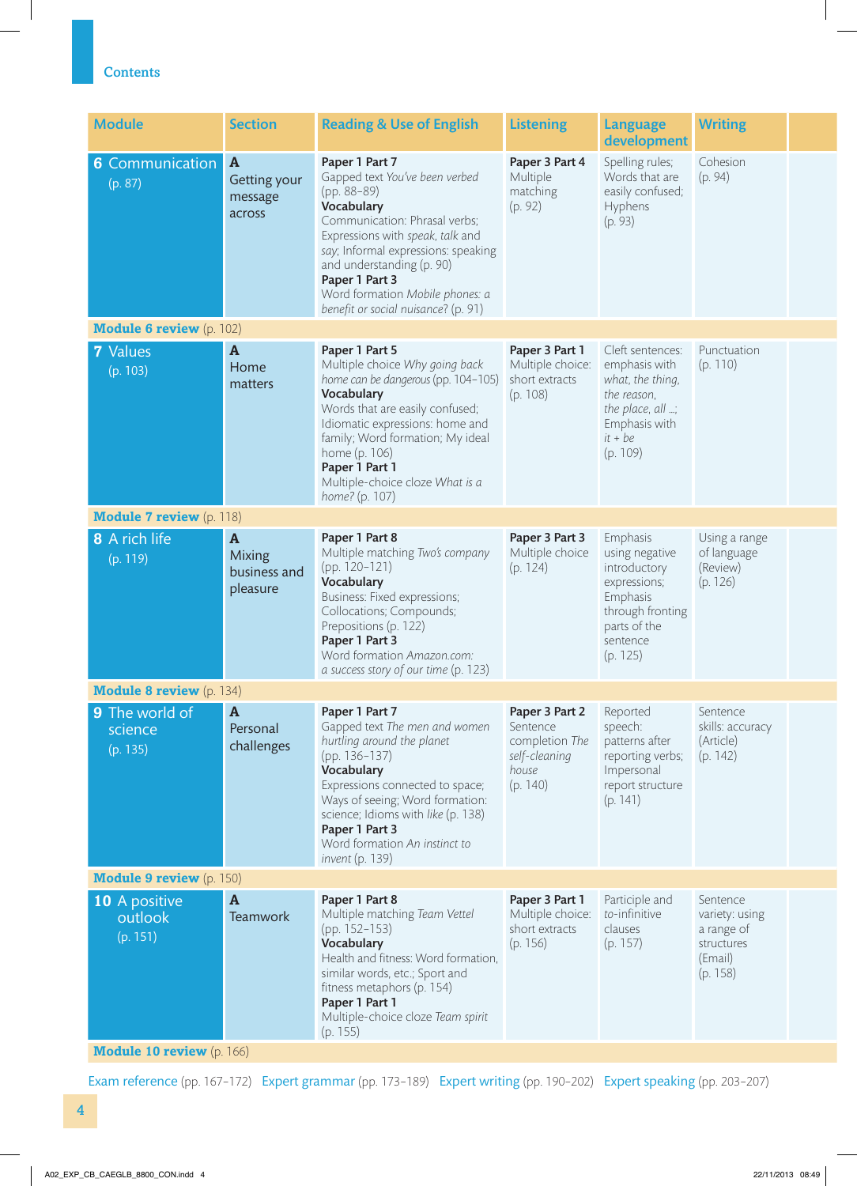# Contents

| Module | Section | Reading & Use of English | Listening | Language development | Writing |
|---|---|---|---|---|---|
| **6 Communication** (p. 87) | **A** Getting your message across | **Paper 1 Part 7** Gapped text *You've been verbed* (pp. 88–89) **Vocabulary** Communication: Phrasal verbs; Expressions with *speak, talk* and *say*; Informal expressions: speaking and understanding (p. 90) **Paper 1 Part 3** Word formation *Mobile phones: a benefit or social nuisance?* (p. 91) | **Paper 3 Part 4** Multiple matching (p. 92) | Spelling rules; Words that are easily confused; Hyphens (p. 93) | Cohesion (p. 94) |
| **Module 6 review** (p. 102) | | | | | |
| **7 Values** (p. 103) | **A** Home matters | **Paper 1 Part 5** Multiple choice *Why going back home can be dangerous* (pp. 104–105) **Vocabulary** Words that are easily confused; Idiomatic expressions: home and family; Word formation; My ideal home (p. 106) **Paper 1 Part 1** Multiple-choice cloze *What is a home?* (p. 107) | **Paper 3 Part 1** Multiple choice: short extracts (p. 108) | Cleft sentences: emphasis with *what, the thing, the reason, the place, all …*; Emphasis with *it + be* (p. 109) | Punctuation (p. 110) |
| **Module 7 review** (p. 118) | | | | | |
| **8 A rich life** (p. 119) | **A** Mixing business and pleasure | **Paper 1 Part 8** Multiple matching *Two's company* (pp. 120–121) **Vocabulary** Business: Fixed expressions; Collocations; Compounds; Prepositions (p. 122) **Paper 1 Part 3** Word formation *Amazon.com: a success story of our time* (p. 123) | **Paper 3 Part 3** Multiple choice (p. 124) | Emphasis using negative introductory expressions; Emphasis through fronting parts of the sentence (p. 125) | Using a range of language (Review) (p. 126) |
| **Module 8 review** (p. 134) | | | | | |
| **9 The world of science** (p. 135) | **A** Personal challenges | **Paper 1 Part 7** Gapped text *The men and women hurtling around the planet* (pp. 136–137) **Vocabulary** Expressions connected to space; Ways of seeing; Word formation: science; Idioms with *like* (p. 138) **Paper 1 Part 3** Word formation *An instinct to invent* (p. 139) | **Paper 3 Part 2** Sentence completion *The self-cleaning house* (p. 140) | Reported speech: patterns after reporting verbs; Impersonal report structure (p. 141) | Sentence skills: accuracy (Article) (p. 142) |
| **Module 9 review** (p. 150) | | | | | |
| **10 A positive outlook** (p. 151) | **A** Teamwork | **Paper 1 Part 8** Multiple matching *Team Vettel* (pp. 152–153) **Vocabulary** Health and fitness: Word formation, similar words, etc.; Sport and fitness metaphors (p. 154) **Paper 1 Part 1** Multiple-choice cloze *Team spirit* (p. 155) | **Paper 3 Part 1** Multiple choice: short extracts (p. 156) | Participle and *to*-infinitive clauses (p. 157) | Sentence variety: using a range of structures (Email) (p. 158) |
| **Module 10 review** (p. 166) | | | | | |

Exam reference (pp. 167–172) Expert grammar (pp. 173–189) Expert writing (pp. 190–202) Expert speaking (pp. 203–207)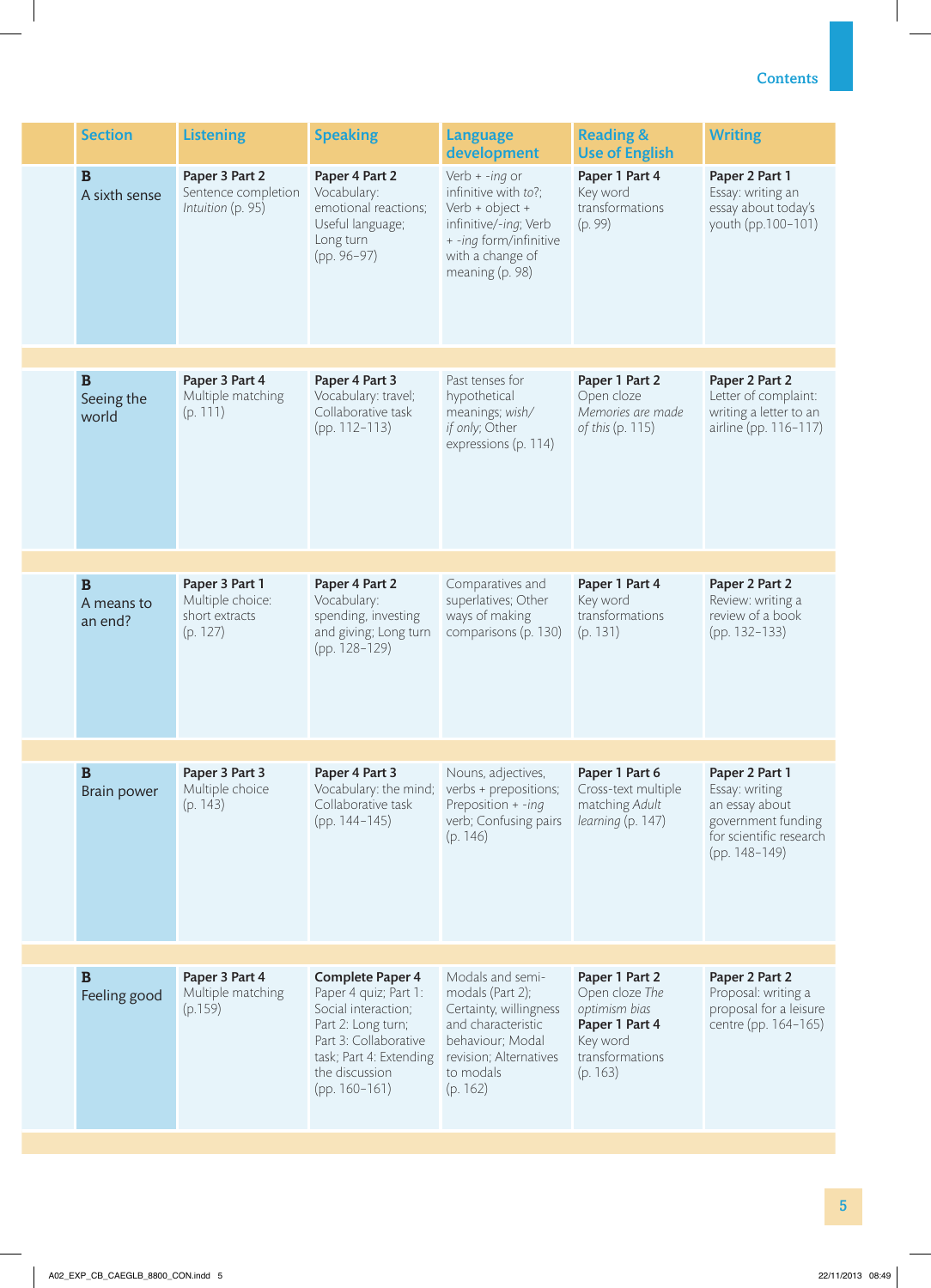| Section | Listening | Speaking | Language development | Reading & Use of English | Writing |
|---|---|---|---|---|---|
| **B** A sixth sense | **Paper 3 Part 2** Sentence completion *Intuition* (p. 95) | **Paper 4 Part 2** Vocabulary: emotional reactions; Useful language; Long turn (pp. 96–97) | Verb + *-ing* or infinitive with *to*?; Verb + object + infinitive/*-ing*; Verb + *-ing* form/infinitive with a change of meaning (p. 98) | **Paper 1 Part 4** Key word transformations (p. 99) | **Paper 2 Part 1** Essay: writing an essay about today's youth (pp.100–101) |
| **B** Seeing the world | **Paper 3 Part 4** Multiple matching (p. 111) | **Paper 4 Part 3** Vocabulary: travel; Collaborative task (pp. 112–113) | Past tenses for hypothetical meanings; *wish*/ *if only*; Other expressions (p. 114) | **Paper 1 Part 2** Open cloze *Memories are made of this* (p. 115) | **Paper 2 Part 2** Letter of complaint: writing a letter to an airline (pp. 116–117) |
| **B** A means to an end? | **Paper 3 Part 1** Multiple choice: short extracts (p. 127) | **Paper 4 Part 2** Vocabulary: spending, investing and giving; Long turn (pp. 128–129) | Comparatives and superlatives; Other ways of making comparisons (p. 130) | **Paper 1 Part 4** Key word transformations (p. 131) | **Paper 2 Part 2** Review: writing a review of a book (pp. 132–133) |
| **B** Brain power | **Paper 3 Part 3** Multiple choice (p. 143) | **Paper 4 Part 3** Vocabulary: the mind; Collaborative task (pp. 144–145) | Nouns, adjectives, verbs + prepositions; Preposition + *-ing* verb; Confusing pairs (p. 146) | **Paper 1 Part 6** Cross-text multiple matching *Adult learning* (p. 147) | **Paper 2 Part 1** Essay: writing an essay about government funding for scientific research (pp. 148–149) |
| **B** Feeling good | **Paper 3 Part 4** Multiple matching (p.159) | **Complete Paper 4** Paper 4 quiz; Part 1: Social interaction; Part 2: Long turn; Part 3: Collaborative task; Part 4: Extending the discussion (pp. 160–161) | Modals and semi-modals (Part 2); Certainty, willingness and characteristic behaviour; Modal revision; Alternatives to modals (p. 162) | **Paper 1 Part 2** Open cloze *The optimism bias* **Paper 1 Part 4** Key word transformations (p. 163) | **Paper 2 Part 2** Proposal: writing a proposal for a leisure centre (pp. 164–165) |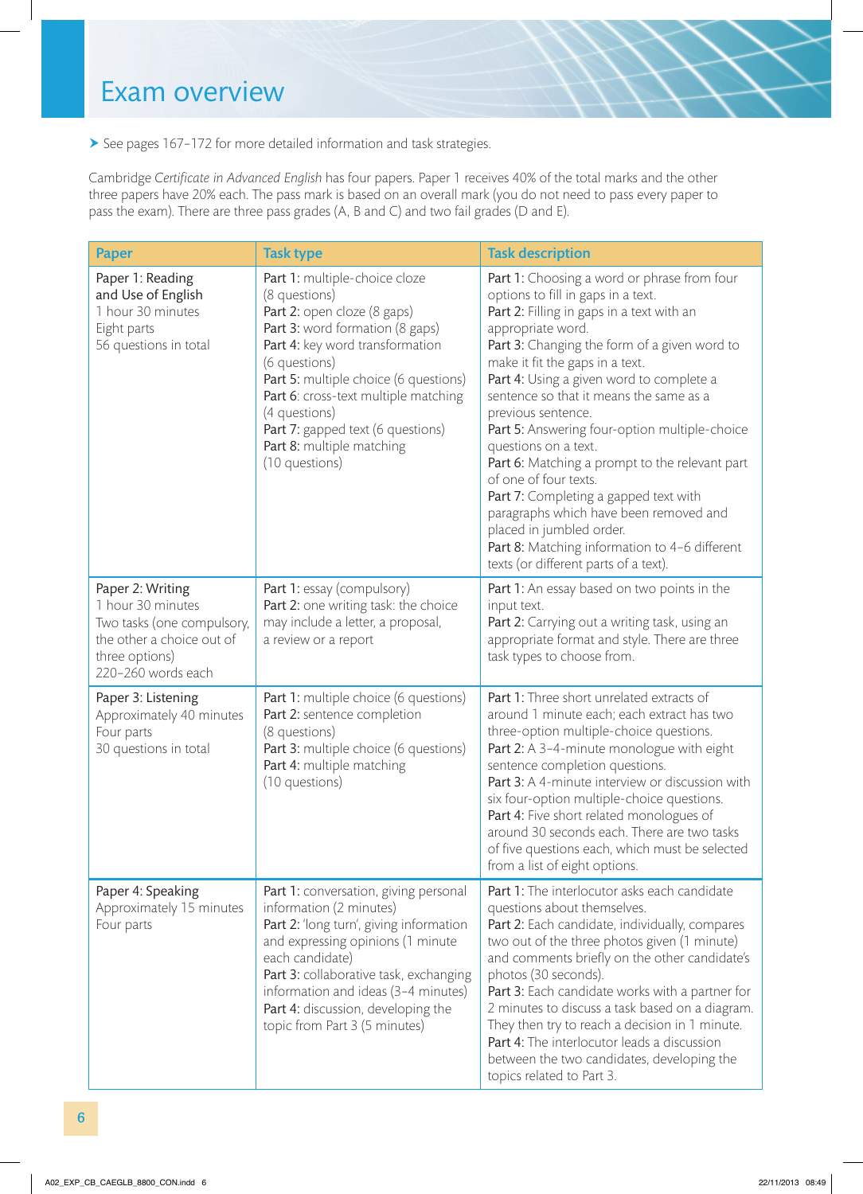# Exam overview

➤ See pages 167–172 for more detailed information and task strategies.

Cambridge *Certificate in Advanced English* has four papers. Paper 1 receives 40% of the total marks and the other three papers have 20% each. The pass mark is based on an overall mark (you do not need to pass every paper to pass the exam). There are three pass grades (A, B and C) and two fail grades (D and E).

| Paper | Task type | Task description |
|---|---|---|
| Paper 1: Reading and Use of English<br>1 hour 30 minutes<br>Eight parts<br>56 questions in total | Part 1: multiple-choice cloze (8 questions)<br>Part 2: open cloze (8 gaps)<br>Part 3: word formation (8 gaps)<br>Part 4: key word transformation (6 questions)<br>Part 5: multiple choice (6 questions)<br>Part 6: cross-text multiple matching (4 questions)<br>Part 7: gapped text (6 questions)<br>Part 8: multiple matching (10 questions) | Part 1: Choosing a word or phrase from four options to fill in gaps in a text.<br>Part 2: Filling in gaps in a text with an appropriate word.<br>Part 3: Changing the form of a given word to make it fit the gaps in a text.<br>Part 4: Using a given word to complete a sentence so that it means the same as a previous sentence.<br>Part 5: Answering four-option multiple-choice questions on a text.<br>Part 6: Matching a prompt to the relevant part of one of four texts.<br>Part 7: Completing a gapped text with paragraphs which have been removed and placed in jumbled order.<br>Part 8: Matching information to 4–6 different texts (or different parts of a text). |
| Paper 2: Writing<br>1 hour 30 minutes<br>Two tasks (one compulsory, the other a choice out of three options)<br>220–260 words each | Part 1: essay (compulsory)<br>Part 2: one writing task: the choice may include a letter, a proposal, a review or a report | Part 1: An essay based on two points in the input text.<br>Part 2: Carrying out a writing task, using an appropriate format and style. There are three task types to choose from. |
| Paper 3: Listening<br>Approximately 40 minutes<br>Four parts<br>30 questions in total | Part 1: multiple choice (6 questions)<br>Part 2: sentence completion (8 questions)<br>Part 3: multiple choice (6 questions)<br>Part 4: multiple matching (10 questions) | Part 1: Three short unrelated extracts of around 1 minute each; each extract has two three-option multiple-choice questions.<br>Part 2: A 3–4-minute monologue with eight sentence completion questions.<br>Part 3: A 4-minute interview or discussion with six four-option multiple-choice questions.<br>Part 4: Five short related monologues of around 30 seconds each. There are two tasks of five questions each, which must be selected from a list of eight options. |
| Paper 4: Speaking<br>Approximately 15 minutes<br>Four parts | Part 1: conversation, giving personal information (2 minutes)<br>Part 2: 'long turn', giving information and expressing opinions (1 minute each candidate)<br>Part 3: collaborative task, exchanging information and ideas (3–4 minutes)<br>Part 4: discussion, developing the topic from Part 3 (5 minutes) | Part 1: The interlocutor asks each candidate questions about themselves.<br>Part 2: Each candidate, individually, compares two out of the three photos given (1 minute) and comments briefly on the other candidate's photos (30 seconds).<br>Part 3: Each candidate works with a partner for 2 minutes to discuss a task based on a diagram. They then try to reach a decision in 1 minute.<br>Part 4: The interlocutor leads a discussion between the two candidates, developing the topics related to Part 3. |